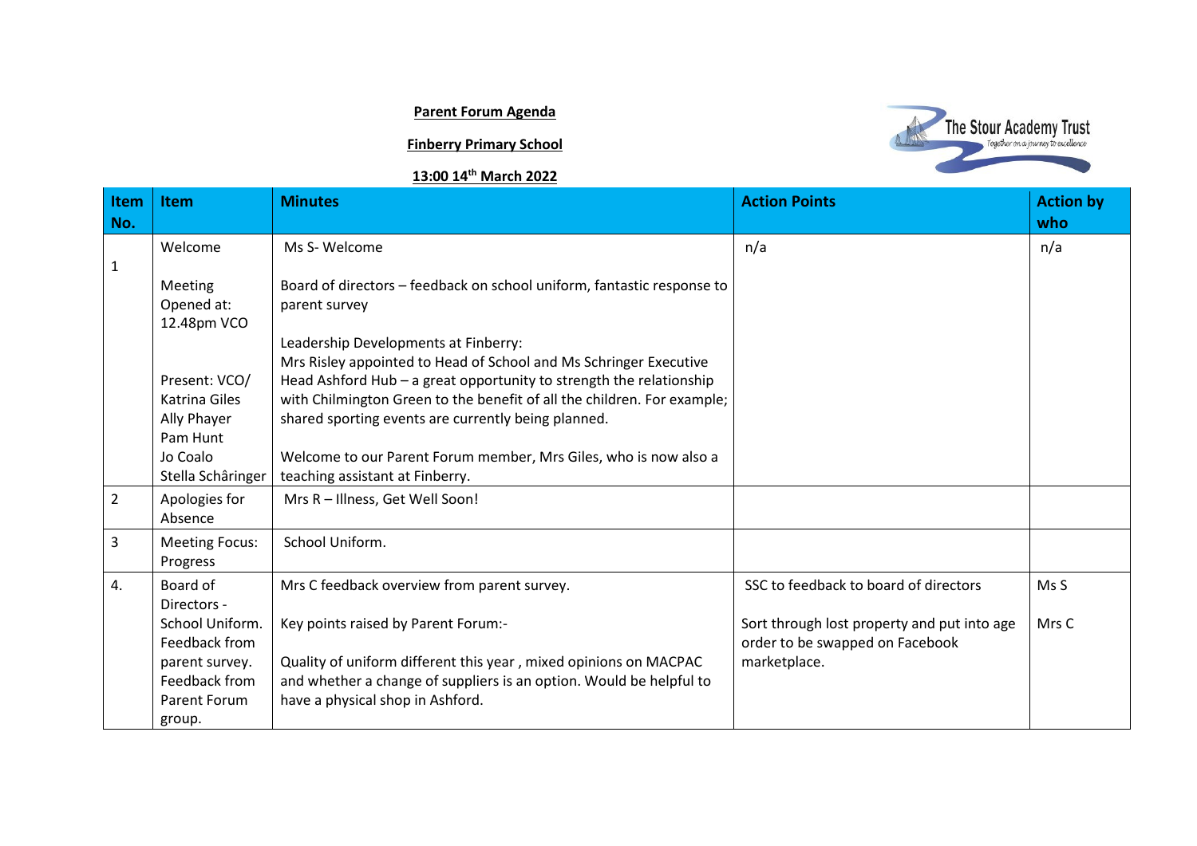**Parent Forum Agenda**

**Finberry Primary School**

**13:00 14th March 2022**

The Stour Academy Trust
Together on a journey to excellence

| Item No. | Item | Minutes | Action Points | Action by who |
|---|---|---|---|---|
| 1 | Welcome<br><br>Meeting Opened at: 12.48pm VCO<br><br>Present: VCO/ Katrina Giles<br>Ally Phayer<br>Pam Hunt<br>Jo Coalo<br>Stella Schâringer | Ms S- Welcome<br><br>Board of directors – feedback on school uniform, fantastic response to parent survey<br><br>Leadership Developments at Finberry:<br>Mrs Risley appointed to Head of School and Ms Schringer Executive Head Ashford Hub – a great opportunity to strength the relationship with Chilmington Green to the benefit of all the children. For example; shared sporting events are currently being planned.<br><br>Welcome to our Parent Forum member, Mrs Giles, who is now also a teaching assistant at Finberry. | n/a | n/a |
| 2 | Apologies for Absence | Mrs R – Illness, Get Well Soon! | | |
| 3 | Meeting Focus: Progress | School Uniform. | | |
| 4. | Board of Directors - School Uniform. Feedback from parent survey. Feedback from Parent Forum group. | Mrs C feedback overview from parent survey.<br><br>Key points raised by Parent Forum:-<br><br>Quality of uniform different this year , mixed opinions on MACPAC and whether a change of suppliers is an option. Would be helpful to have a physical shop in Ashford. | SSC to feedback to board of directors<br><br>Sort through lost property and put into age order to be swapped on Facebook marketplace. | Ms S<br><br>Mrs C |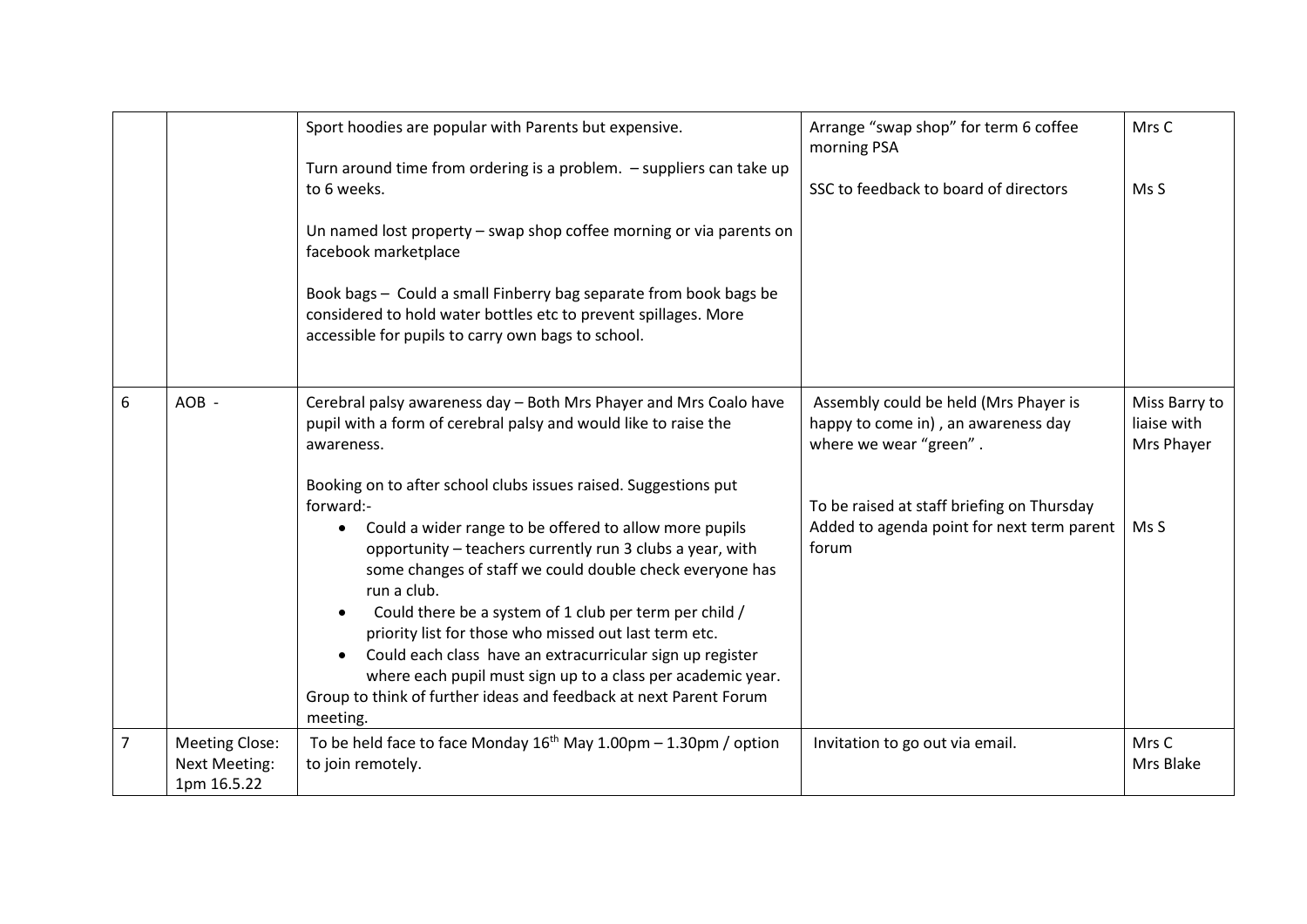| | | | | |
|---|---|---|---|---|
| | | Sport hoodies are popular with Parents but expensive.<br><br>Turn around time from ordering is a problem. – suppliers can take up to 6 weeks.<br><br>Un named lost property – swap shop coffee morning or via parents on facebook marketplace<br><br>Book bags – Could a small Finberry bag separate from book bags be considered to hold water bottles etc to prevent spillages. More accessible for pupils to carry own bags to school. | Arrange "swap shop" for term 6 coffee morning PSA<br><br>SSC to feedback to board of directors | Mrs C<br><br>Ms S |
| 6 | AOB - | Cerebral palsy awareness day – Both Mrs Phayer and Mrs Coalo have pupil with a form of cerebral palsy and would like to raise the awareness.<br><br>Booking on to after school clubs issues raised. Suggestions put forward:-<br>• Could a wider range to be offered to allow more pupils opportunity – teachers currently run 3 clubs a year, with some changes of staff we could double check everyone has run a club.<br>• Could there be a system of 1 club per term per child / priority list for those who missed out last term etc.<br>• Could each class have an extracurricular sign up register where each pupil must sign up to a class per academic year.<br>Group to think of further ideas and feedback at next Parent Forum meeting. | Assembly could be held (Mrs Phayer is happy to come in) , an awareness day where we wear "green" .<br><br>To be raised at staff briefing on Thursday<br>Added to agenda point for next term parent forum | Miss Barry to liaise with Mrs Phayer<br><br>Ms S |
| 7 | Meeting Close:<br>Next Meeting:<br>1pm 16.5.22 | To be held face to face Monday 16th May 1.00pm – 1.30pm / option to join remotely. | Invitation to go out via email. | Mrs C<br>Mrs Blake |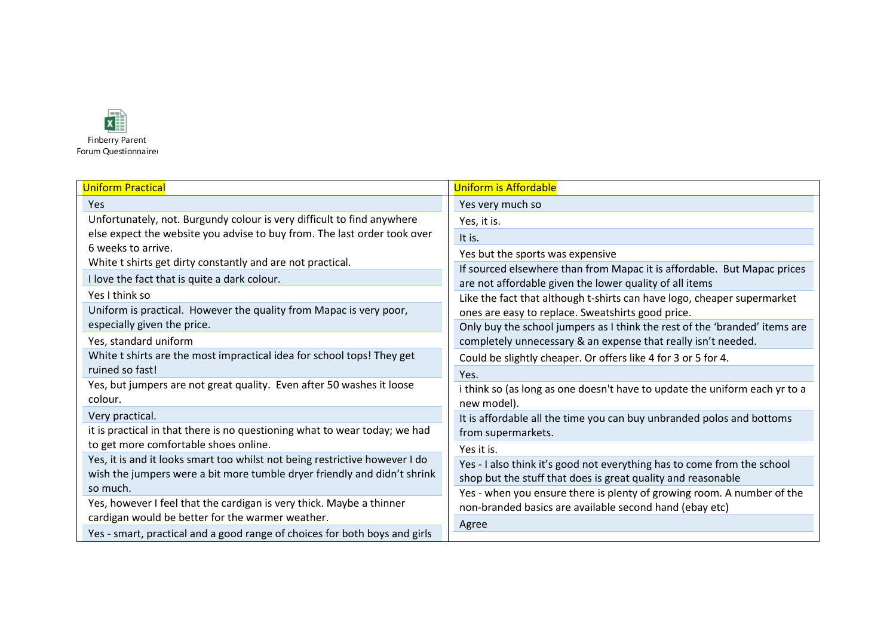Finberry Parent Forum Questionnaire

| Uniform Practical | Uniform is Affordable |
|---|---|
| Yes | Yes very much so |
| Unfortunately, not. Burgundy colour is very difficult to find anywhere else expect the website you advise to buy from. The last order took over 6 weeks to arrive. White t shirts get dirty constantly and are not practical. | Yes, it is. |
| I love the fact that is quite a dark colour. | It is. |
| Yes I think so | Yes but the sports was expensive |
| Uniform is practical. However the quality from Mapac is very poor, especially given the price. | If sourced elsewhere than from Mapac it is affordable. But Mapac prices are not affordable given the lower quality of all items |
| Yes, standard uniform | Like the fact that although t-shirts can have logo, cheaper supermarket ones are easy to replace. Sweatshirts good price. |
| White t shirts are the most impractical idea for school tops! They get ruined so fast! | Only buy the school jumpers as I think the rest of the 'branded' items are completely unnecessary & an expense that really isn't needed. |
| Yes, but jumpers are not great quality. Even after 50 washes it loose colour. | Could be slightly cheaper. Or offers like 4 for 3 or 5 for 4. |
| Very practical. | Yes. |
| it is practical in that there is no questioning what to wear today; we had to get more comfortable shoes online. | i think so (as long as one doesn't have to update the uniform each yr to a new model). |
| Yes, it is and it looks smart too whilst not being restrictive however I do wish the jumpers were a bit more tumble dryer friendly and didn't shrink so much. | It is affordable all the time you can buy unbranded polos and bottoms from supermarkets. |
| Yes, however I feel that the cardigan is very thick. Maybe a thinner cardigan would be better for the warmer weather. | Yes it is. |
| Yes - smart, practical and a good range of choices for both boys and girls | Yes - I also think it's good not everything has to come from the school shop but the stuff that does is great quality and reasonable |
| | Yes - when you ensure there is plenty of growing room. A number of the non-branded basics are available second hand (ebay etc) |
| | Agree |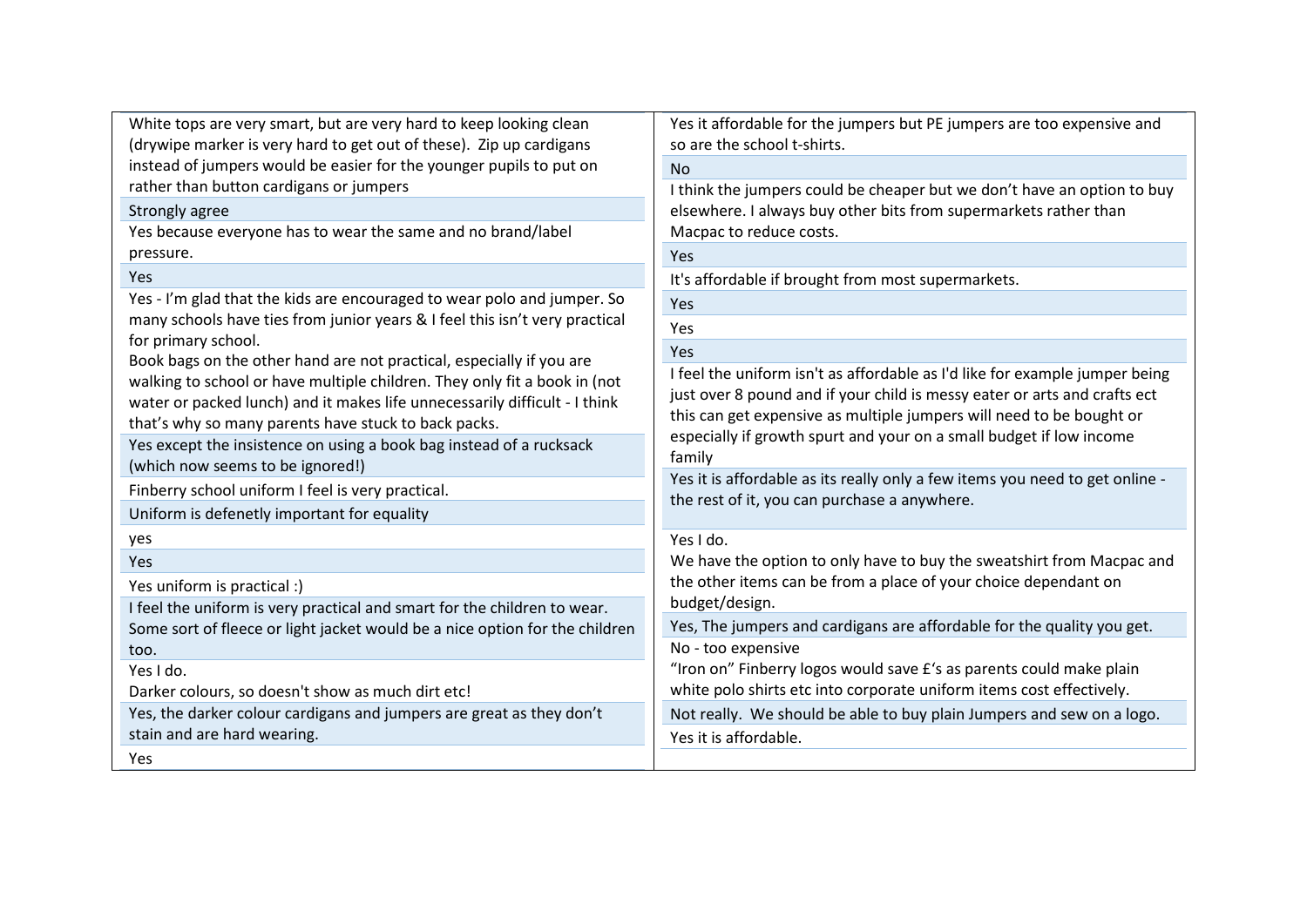| | |
|---|---|
| White tops are very smart, but are very hard to keep looking clean (drywipe marker is very hard to get out of these). Zip up cardigans instead of jumpers would be easier for the younger pupils to put on rather than button cardigans or jumpers | Yes it affordable for the jumpers but PE jumpers are too expensive and so are the school t-shirts. |
| Strongly agree | No |
| Yes because everyone has to wear the same and no brand/label pressure. | I think the jumpers could be cheaper but we don't have an option to buy elsewhere. I always buy other bits from supermarkets rather than Macpac to reduce costs. |
| Yes | Yes |
| Yes - I'm glad that the kids are encouraged to wear polo and jumper. So many schools have ties from junior years & I feel this isn't very practical for primary school.<br>Book bags on the other hand are not practical, especially if you are walking to school or have multiple children. They only fit a book in (not water or packed lunch) and it makes life unnecessarily difficult - I think that's why so many parents have stuck to back packs. | It's affordable if brought from most supermarkets. |
| Yes except the insistence on using a book bag instead of a rucksack (which now seems to be ignored!) | Yes |
| Finberry school uniform I feel is very practical. | Yes |
| Uniform is defenetly important for equality | Yes |
| yes | I feel the uniform isn't as affordable as I'd like for example jumper being just over 8 pound and if your child is messy eater or arts and crafts ect this can get expensive as multiple jumpers will need to be bought or especially if growth spurt and your on a small budget if low income family |
| Yes | Yes it is affordable as its really only a few items you need to get online - the rest of it, you can purchase a anywhere. |
| Yes uniform is practical :) | Yes I do.<br>We have the option to only have to buy the sweatshirt from Macpac and the other items can be from a place of your choice dependant on budget/design. |
| I feel the uniform is very practical and smart for the children to wear. Some sort of fleece or light jacket would be a nice option for the children too. | Yes, The jumpers and cardigans are affordable for the quality you get. |
| Yes I do.<br>Darker colours, so doesn't show as much dirt etc! | No - too expensive<br>"Iron on" Finberry logos would save £'s as parents could make plain white polo shirts etc into corporate uniform items cost effectively. |
| Yes, the darker colour cardigans and jumpers are great as they don't stain and are hard wearing. | Not really. We should be able to buy plain Jumpers and sew on a logo. |
| Yes | Yes it is affordable. |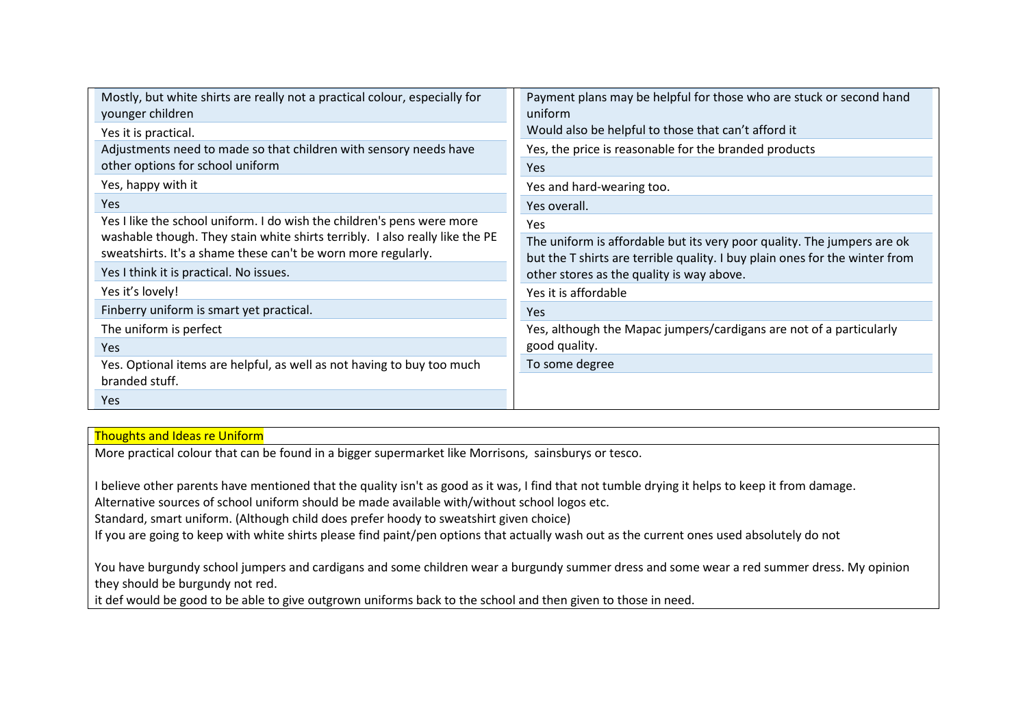| | |
|---|---|
| Mostly, but white shirts are really not a practical colour, especially for younger children | Payment plans may be helpful for those who are stuck or second hand uniform<br>Would also be helpful to those that can't afford it |
| Yes it is practical. | Yes, the price is reasonable for the branded products |
| Adjustments need to made so that children with sensory needs have other options for school uniform | Yes |
| Yes, happy with it | Yes and hard-wearing too. |
| Yes | Yes overall. |
| Yes I like the school uniform. I do wish the children's pens were more washable though. They stain white shirts terribly. I also really like the PE sweatshirts. It's a shame these can't be worn more regularly. | Yes |
| Yes I think it is practical. No issues. | The uniform is affordable but its very poor quality. The jumpers are ok but the T shirts are terrible quality. I buy plain ones for the winter from other stores as the quality is way above. |
| Yes it's lovely! | Yes it is affordable |
| Finberry uniform is smart yet practical. | Yes |
| The uniform is perfect | Yes, although the Mapac jumpers/cardigans are not of a particularly good quality. |
| Yes | To some degree |
| Yes. Optional items are helpful, as well as not having to buy too much branded stuff. | |
| Yes | |

| Thoughts and Ideas re Uniform |
|---|
| More practical colour that can be found in a bigger supermarket like Morrisons, sainsburys or tesco.<br><br>I believe other parents have mentioned that the quality isn't as good as it was, I find that not tumble drying it helps to keep it from damage.<br>Alternative sources of school uniform should be made available with/without school logos etc.<br>Standard, smart uniform. (Although child does prefer hoody to sweatshirt given choice)<br>If you are going to keep with white shirts please find paint/pen options that actually wash out as the current ones used absolutely do not<br><br>You have burgundy school jumpers and cardigans and some children wear a burgundy summer dress and some wear a red summer dress. My opinion they should be burgundy not red.<br>it def would be good to be able to give outgrown uniforms back to the school and then given to those in need. |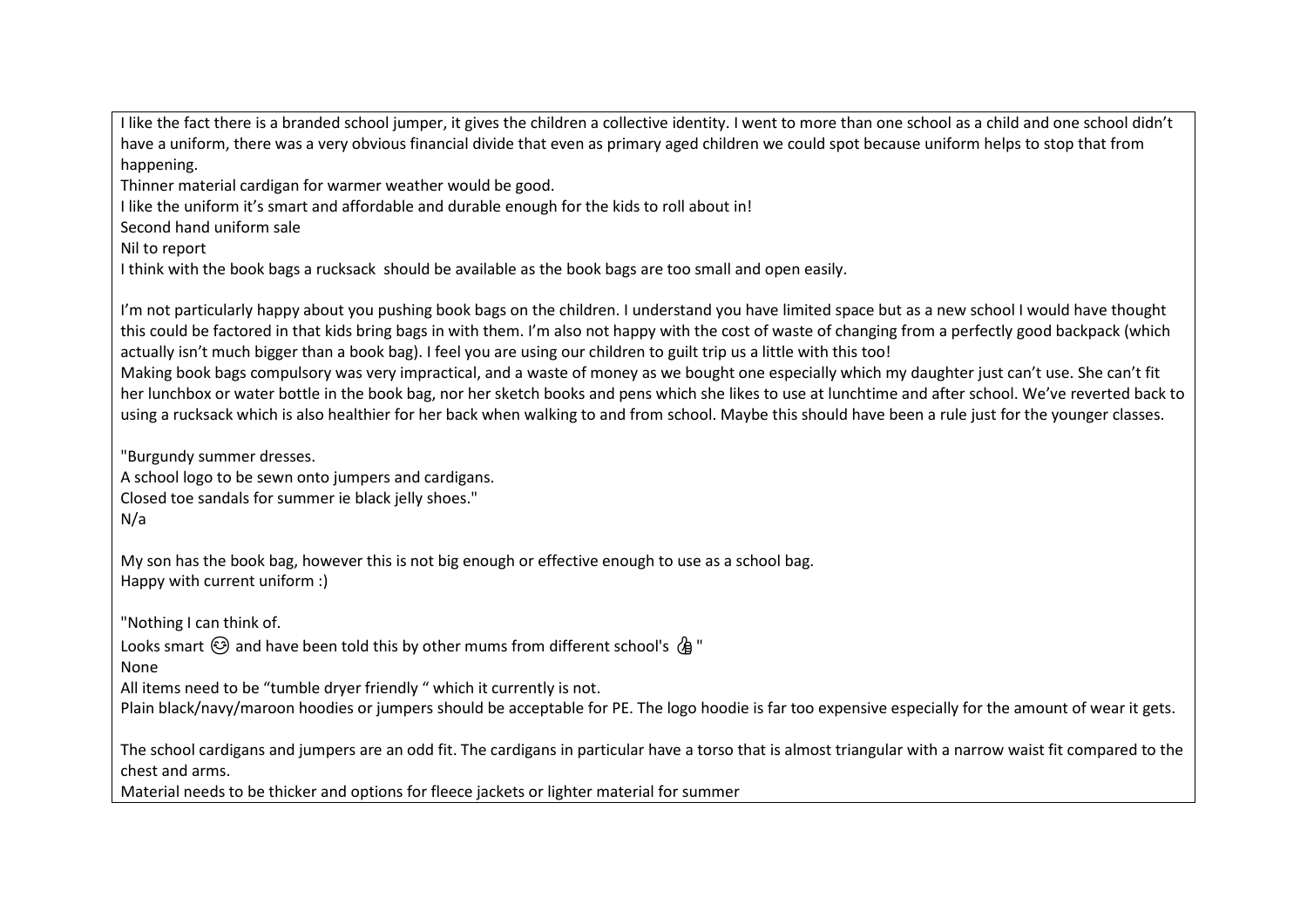I like the fact there is a branded school jumper, it gives the children a collective identity. I went to more than one school as a child and one school didn't have a uniform, there was a very obvious financial divide that even as primary aged children we could spot because uniform helps to stop that from happening.

Thinner material cardigan for warmer weather would be good.

I like the uniform it's smart and affordable and durable enough for the kids to roll about in!

Second hand uniform sale

Nil to report

I think with the book bags a rucksack should be available as the book bags are too small and open easily.

I'm not particularly happy about you pushing book bags on the children. I understand you have limited space but as a new school I would have thought this could be factored in that kids bring bags in with them. I'm also not happy with the cost of waste of changing from a perfectly good backpack (which actually isn't much bigger than a book bag). I feel you are using our children to guilt trip us a little with this too!

Making book bags compulsory was very impractical, and a waste of money as we bought one especially which my daughter just can't use. She can't fit her lunchbox or water bottle in the book bag, nor her sketch books and pens which she likes to use at lunchtime and after school. We've reverted back to using a rucksack which is also healthier for her back when walking to and from school. Maybe this should have been a rule just for the younger classes.

"Burgundy summer dresses.

A school logo to be sewn onto jumpers and cardigans.

Closed toe sandals for summer ie black jelly shoes."

N/a

My son has the book bag, however this is not big enough or effective enough to use as a school bag.

Happy with current uniform :)

"Nothing I can think of.

Looks smart 😊 and have been told this by other mums from different school's 👍"

None

All items need to be "tumble dryer friendly " which it currently is not.

Plain black/navy/maroon hoodies or jumpers should be acceptable for PE. The logo hoodie is far too expensive especially for the amount of wear it gets.

The school cardigans and jumpers are an odd fit. The cardigans in particular have a torso that is almost triangular with a narrow waist fit compared to the chest and arms.

Material needs to be thicker and options for fleece jackets or lighter material for summer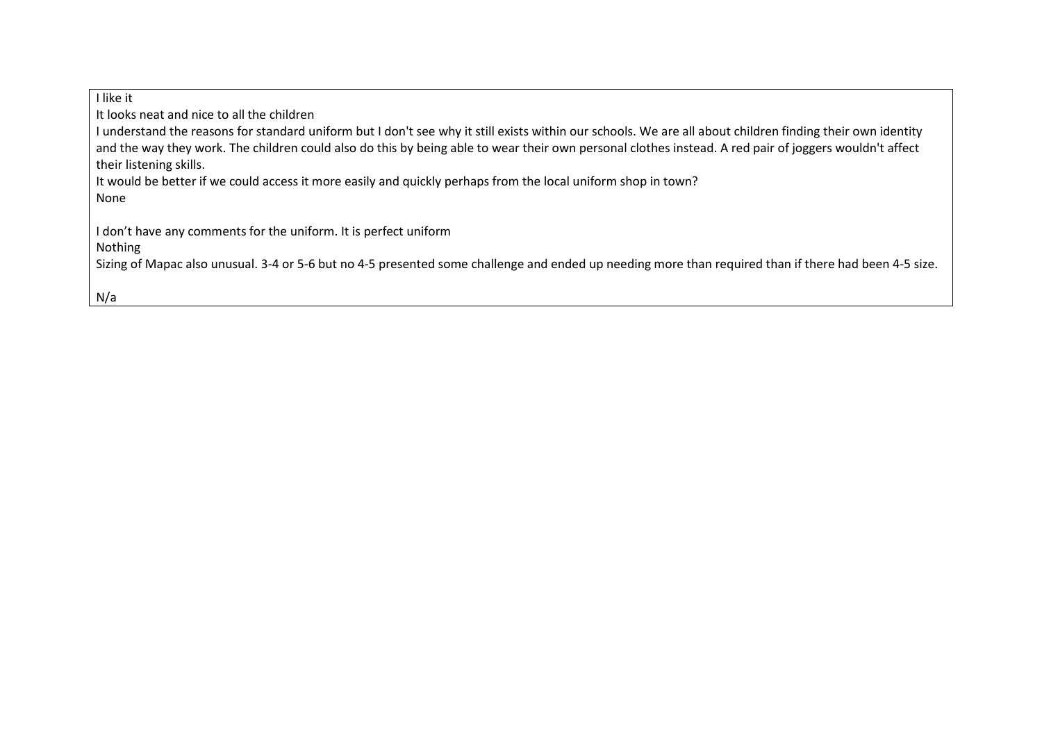I like it

It looks neat and nice to all the children

I understand the reasons for standard uniform but I don't see why it still exists within our schools. We are all about children finding their own identity and the way they work. The children could also do this by being able to wear their own personal clothes instead. A red pair of joggers wouldn't affect their listening skills.

It would be better if we could access it more easily and quickly perhaps from the local uniform shop in town?

None

I don't have any comments for the uniform. It is perfect uniform

Nothing

Sizing of Mapac also unusual. 3-4 or 5-6 but no 4-5 presented some challenge and ended up needing more than required than if there had been 4-5 size.

N/a